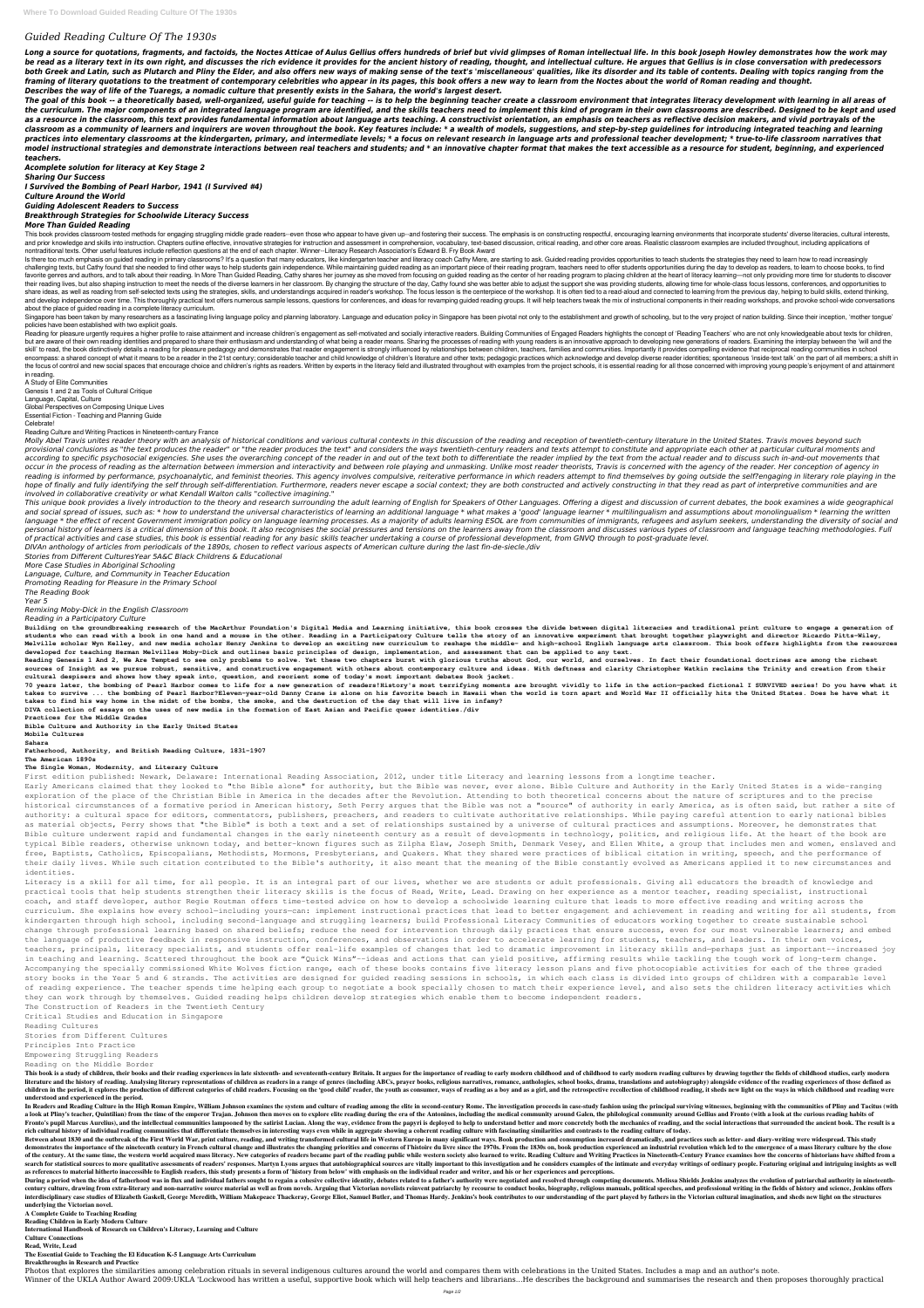# *Guided Reading Culture Of The 1930s*

*Long a source for quotations, fragments, and factoids, the Noctes Atticae of Aulus Gellius offers hundreds of brief but vivid glimpses of Roman intellectual life. In this book Joseph Howley demonstrates how the work may be read as a literary text in its own right, and discusses the rich evidence it provides for the ancient history of reading, thought, and intellectual culture. He argues that Gellius is in close conversation with predecessors both Greek and Latin, such as Plutarch and Pliny the Elder, and also offers new ways of making sense of the text's 'miscellaneous' qualities, like its disorder and its table of contents. Dealing with topics ranging from the framing of literary quotations to the treatment of contemporary celebrities who appear in its pages, this book offers a new way to learn from the Noctes about the world of Roman reading and thought.*

*Describes the way of life of the Tuaregs, a nomadic culture that presently exists in the Sahara, the world's largest desert.*

*The goal of this book -- a theoretically based, well-organized, useful guide for teaching -- is to help the beginning teacher create a classroom environment that integrates literacy development with learning in all areas of the curriculum. The major components of an integrated language program are identified, and the skills teachers need to implement this kind of program in their own classrooms are described. Designed to be kept and used as a resource in the classroom, this text provides fundamental information about language arts teaching. A constructivist orientation, an emphasis on teachers as reflective decision makers, and vivid portrayals of the classroom as a community of learners and inquirers are woven throughout the book. Key features include: \* a wealth of models, suggestions, and step-by-step guidelines for introducing integrated teaching and learning practices into elementary classrooms at the kindergarten, primary, and intermediate levels; \* a focus on relevant research in language arts and professional teacher development; \* true-to-life classroom narratives that model instructional strategies and demonstrate interactions between real teachers and students; and \* an innovative chapter format that makes the text accessible as a resource for student, beginning, and experienced teachers.*

*Acomplete solution for literacy at Key Stage 2*

*Sharing Our Success*

*I Survived the Bombing of Pearl Harbor, 1941 (I Survived #4)*

*Culture Around the World*

*Guiding Adolescent Readers to Success*

*Breakthrough Strategies for Schoolwide Literacy Success*

*More Than Guided Reading*

This book provides classroom-tested methods for engaging struggling middle grade readers--even those who appear to have given up--and fostering their success. The emphasis is on constructing respectful, encouraging learning environments that incorporate students' diverse literacies, cultural interests, and prior knowledge and skills into instruction. Chapters outline effective, innovative strategies for instruction and assessment in comprehension, vocabulary, text-based discussion, critical reading, and other core areas. Realistic classroom examples are included throughout, including applications of nontraditional texts. Other useful features include reflection questions at the end of each chapter. Winner--Literacy Research Association's Edward B. Fry Book Award

Is there too much emphasis on guided reading in primary classrooms? It's a question that many educators, like kindergarten teacher and literacy coach Cathy Mere, are starting to ask. Guided reading provides opportunities to teach students the strategies they need to learn how to read increasingly challenging texts, but Cathy found that she needed to find other ways to help students gain independence. While maintaining guided reading as an important piece of their reading program, teachers need to offer students opportunities during the day to develop as readers, to learn to choose books, to find favorite genres and authors, and to talk about their reading. In More Than Guided Reading, Cathy shares her journey as she moved from focusing on guided reading as the center of her reading program to placing children at the heart of literacy learning—not only providing more time for students to discover their reading lives, but also shaping instruction to meet the needs of the diverse learners in her classroom. By changing the structure of the day, Cathy found she was better able to adjust the support she was providing students, allowing time for whole-class focus lessons, conferences, and opportunities to share ideas, as well as reading from self-selected texts using the strategies, skills, and understandings acquired in reader's workshop. The focus lesson is the centerpiece of the workshop. It is often tied to a read-aloud and connected to learning from the previous day, helping to build skills, extend thinking, and develop independence over time. This thoroughly practical text offers numerous sample lessons, questions for conferences, and ideas for revamping guided reading groups. It will help teachers tweak the mix of instructional components in their reading workshops, and provoke school-wide conversations about the place of guided reading in a complete literacy curriculum.

Singapore has been taken by many researchers as a fascinating living language policy and planning laboratory. Language and education policy in Singapore has been pivotal not only to the establishment and growth of schooling, but to the very project of nation building. Since their inception, 'mother tongue' policies have been established with two explicit goals.

Reading for pleasure urgently requires a higher profile to raise attainment and increase children's engagement as self-motivated and socially interactive readers. Building Communities of Engaged Readers highlights the concept of 'Reading Teachers' who are not only knowledgeable about texts for children, but are aware of their own reading identities and prepared to share their enthusiasm and understanding of what being a reader means. Sharing the processes of reading with young readers is an innovative approach to developing new generations of readers. Examining the interplay between the 'will and the skill' to read, the book distinctively details a reading for pleasure pedagogy and demonstrates that reader engagement is strongly influenced by relationships between children, teachers, families and communities. Importantly it provides compelling evidence that reciprocal reading communities in school encompass: a shared concept of what it means to be a reader in the 21st century; considerable teacher and child knowledge of children's literature and other texts; pedagogic practices which acknowledge and develop diverse reader identities; spontaneous 'inside-text talk' on the part of all members; a shift in the focus of control and new social spaces that encourage choice and children's rights as readers. Written by experts in the literacy field and illustrated throughout with examples from the project schools, it is essential reading for all those concerned with improving young people's enjoyment of and attainment in reading.

A Study of Elite Communities

Genesis 1 and 2 as Tools of Cultural Critique

Language, Capital, Culture

Global Perspectives on Composing Unique Lives

Essential Fiction - Teaching and Planning Guide

Celebrate!

Reading Culture and Writing Practices in Nineteenth-century France

*Molly Abel Travis unites reader theory with an analysis of historical conditions and various cultural contexts in this discussion of the reading and reception of twentieth-century literature in the United States. Travis moves beyond such provisional conclusions as "the text produces the reader" or "the reader produces the text" and considers the ways twentieth-century readers and texts attempt to constitute and appropriate each other at particular cultural moments and according to specific psychosocial exigencies. She uses the overarching concept of the reader in and out of the text both to differentiate the reader implied by the text from the actual reader and to discuss such in-and-out movements that occur in the process of reading as the alternation between immersion and interactivity and between role playing and unmasking. Unlike most reader theorists, Travis is concerned with the agency of the reader. Her conception of agency in reading is informed by performance, psychoanalytic, and feminist theories. This agency involves compulsive, reiterative performance in which readers attempt to find themselves by going outside the self?engaging in literary role playing in the hope of finally and fully identifying the self through self-differentiation. Furthermore, readers never escape a social context; they are both constructed and actively constructing in that they read as part of interpretive communities and are involved in collaborative creativity or what Kendall Walton calls "collective imagining."*

*This unique book provides a lively introduction to the theory and research surrounding the adult learning of English for Speakers of Other Languages. Offering a digest and discussion of current debates, the book examines a wide geographical and social spread of issues, such as: \* how to understand the universal characteristics of learning an additional language \* what makes a 'good' language learner \* multilingualism and assumptions about monolingualism \* learning the written language \* the effect of recent Government immigration policy on language learning processes. As a majority of adults learning ESOL are from communities of immigrants, refugees and asylum seekers, understanding the diversity of social and personal history of learners is a critical dimension of this book. It also recognises the social pressures and tensions on the learners away from the classroom and discusses various types of classroom and language teaching methodologies. Full of practical activities and case studies, this book is essential reading for any basic skills teacher undertaking a course of professional development, from GNVQ through to post-graduate level.*

*DIVAn anthology of articles from periodicals of the 1890s, chosen to reflect various aspects of American culture during the last fin-de-siecle./div*

*Stories from Different CulturesYear 5&C Black Childrens & Educational*

*More Case Studies in Aboriginal Schooling*

*Language, Culture, and Community in Teacher Education*

*Promoting Reading for Pleasure in the Primary School*

*The Reading Book*

*Year 5*

*Remixing Moby-Dick in the English Classroom*

*Reading in a Participatory Culture*

**Building on the groundbreaking research of the MacArthur Foundation's Digital Media and Learning initiative, this book crosses the divide between digital literacies and traditional print culture to engage a generation of students who can read with a book in one hand and a mouse in the other. Reading in a Participatory Culture tells the story of an innovative experiment that brought together playwright and director Ricardo Pitts-Wiley, Melville scholar Wyn Kelley, and new media scholar Henry Jenkins to develop an exciting new curriculum to reshape the middle- and high-school English language arts classroom. This book offers highlights from the resources developed for teaching Herman Melvilles Moby-Dick and outlines basic principles of design, implementation, and assessment that can be applied to any text.**

**Reading Genesis 1 and 2, We Are Tempted to see only problems to solve. Yet these two chapters burst with glorious truths about God, our world, and ourselves. In fact their foundational doctrines are among the richest sources of Insight as we pursue robust, sensitive, and constructive engagement with others about contemporary culture and ideas. With deftness and clarity Christopher Watkin reclaims the Trinity and creation from their cultural despisers and shows how they speak into, question, and reorient some of today's most important debates Book jacket.**

**70 years later, the bombing of Pearl Harbor comes to life for a new generation of readers!History's most terrifying moments are brought vividly to life in the action-packed fictional I SURVIVED series! Do you have what it takes to survive ... the bombing of Pearl Harbor?Eleven-year-old Danny Crane is alone on his favorite beach in Hawaii when the world is torn apart and World War II officially hits the United States. Does he have what it takes to find his way home in the midst of the bombs, the smoke, and the destruction of the day that will live in infamy?**

**DIVA collection of essays on the uses of new media in the formation of East Asian and Pacific queer identities./div**

**Practices for the Middle Grades**

**Bible Culture and Authority in the Early United States**

**Mobile Cultures**

**Sahara**

**Fatherhood, Authority, and British Reading Culture, 1831-1907**

**The American 1890s**

**The Single Woman, Modernity, and Literary Culture**

First edition published: Newark, Delaware: International Reading Association, 2012, under title Literacy and learning lessons from a longtime teacher.

Early Americans claimed that they looked to "the Bible alone" for authority, but the Bible was never, ever alone. Bible Culture and Authority in the Early United States is a wide-ranging exploration of the place of the Christian Bible in America in the decades after the Revolution. Attending to both theoretical concerns about the nature of scriptures and to the precise historical circumstances of a formative period in American history, Seth Perry argues that the Bible was not a "source" of authority in early America, as is often said, but rather a site of authority: a cultural space for editors, commentators, publishers, preachers, and readers to cultivate authoritative relationships. While paying careful attention to early national bibles as material objects, Perry shows that "the Bible" is both a text and a set of relationships sustained by a universe of cultural practices and assumptions. Moreover, he demonstrates that Bible culture underwent rapid and fundamental changes in the early nineteenth century as a result of developments in technology, politics, and religious life. At the heart of the book are typical Bible readers, otherwise unknown today, and better-known figures such as Zilpha Elaw, Joseph Smith, Denmark Vesey, and Ellen White, a group that includes men and women, enslaved and free, Baptists, Catholics, Episcopalians, Methodists, Mormons, Presbyterians, and Quakers. What they shared were practices of biblical citation in writing, speech, and the performance of their daily lives. While such citation contributed to the Bible's authority, it also meant that the meaning of the Bible constantly evolved as Americans applied it to new circumstances and identities.

Literacy is a skill for all time, for all people. It is an integral part of our lives, whether we are students or adult professionals. Giving all educators the breadth of knowledge and practical tools that help students strengthen their literacy skills is the focus of Read, Write, Lead. Drawing on her experience as a mentor teacher, reading specialist, instructional coach, and staff developer, author Regie Routman offers time-tested advice on how to develop a schoolwide learning culture that leads to more effective reading and writing across the curriculum. She explains how every school—including yours—can: implement instructional practices that lead to better engagement and achievement in reading and writing for all students, from kindergarten through high school, including second-language and struggling learners; build Professional Literacy Communities of educators working together to create sustainable school change through professional learning based on shared beliefs; reduce the need for intervention through daily practices that ensure success, even for our most vulnerable learners; and embed the language of productive feedback in responsive instruction, conferences, and observations in order to accelerate learning for students, teachers, and leaders. In their own voices, teachers, principals, literacy specialists, and students offer real-life examples of changes that led to dramatic improvement in literacy skills and—perhaps just as important—increased joy in teaching and learning. Scattered throughout the book are "Quick Wins"--ideas and actions that can yield positive, affirming results while tackling the tough work of long-term change.

Accompanying the specially commissioned White Wolves fiction range, each of these books contains five literacy lesson plans and five photocopiable activities for each of the three graded story books in the Year 5 and 6 strands. The activities are designed for guided reading sessions in schools, in which each class is divided into groups of children with a comparable level of reading experience. The teacher spends time helping each group to negotiate a book specially chosen to match their experience level, and also sets the children literacy activities which they can work through by themselves. Guided reading helps children develop strategies which enable them to become independent readers.

The Construction of Readers in the Twentieth Century

Critical Studies and Education in Singapore

Reading Cultures

Stories from Different Cultures

Principles Into Practice

Empowering Struggling Readers

Reading on the Middle Border

**This book is a study of children, their books and their reading experiences in late sixteenth- and seventeenth-century Britain. It argues for the importance of reading to early modern childhood and of childhood to early modern reading cultures by drawing together the fields of childhood studies, early modern literature and the history of reading. Analysing literary representations of children as readers in a range of genres (including ABCs, prayer books, religious narratives, romance, anthologies, school books, drama, translations and autobiography) alongside evidence of the reading experiences of those defined as children in the period, it explores the production of different categories of child readers. Focusing on the 'good child' reader, the youth as consumer, ways of reading as a boy and as a girl, and the retrospective recollection of childhood reading, it sheds new light on the ways in which childhood and reading were understood and experienced in the period.**

**In Readers and Reading Culture in the High Roman Empire, William Johnson examines the system and culture of reading among the elite in second-century Rome. The investigation proceeds in case-study fashion using the principal surviving witnesses, beginning with the communities of Pliny and Tacitus (with a look at Pliny's teacher, Quintilian) from the time of the emperor Trajan. Johnson then moves on to explore elite reading during the era of the Antonines, including the medical community around Galen, the philological community around Gellius and Fronto (with a look at the curious reading habits of Fronto's pupil Marcus Aurelius), and the intellectual communities lampooned by the satirist Lucian. Along the way, evidence from the papyri is deployed to help to understand better and more concretely both the mechanics of reading, and the social interactions that surrounded the ancient book. The result is a rich cultural history of individual reading communities that differentiate themselves in interesting ways even while in aggregate showing a coherent reading culture with fascinating similarities and contrasts to the reading culture of today.**

**Between about 1830 and the outbreak of the First World War, print culture, reading, and writing transformed cultural life in Western Europe in many significant ways. Book production and consumption increased dramatically, and practices such as letter- and diary-writing were widespread. This study demonstrates the importance of the nineteenth century in French cultural change and illustrates the changing priorities and concerns of l'histoire du livre since the 1970s. From the 1830s on, book production experienced an industrial revolution which led to the emergence of a mass literary culture by the end of the century. At the same time, the western world acquired mass literacy. New categories of readers became part of the reading public while western society also learned to write. Reading Culture and Writing Practices in Nineteenth-Century France examines how the concerns of historians have shifted from a search for statistical sources to more qualitative assessments of readers' responses. Martyn Lyons argues that autobiographical sources are vitally important to this investigation and he considers examples of the intimate and everyday writings of ordinary people. Featuring original and intriguing insights as well as references to material hitherto inaccessible to English readers, this study presents a form of 'history from below' with emphasis on the individual reader and writer, and his or her experiences and perceptions.**

**During a period when the idea of fatherhood was in flux and individual fathers sought to regain a cohesive collective identity, debates related to a father's authority were negotiated and resolved through competing documents. Melissa Shields Jenkins analyzes the evolution of patriarchal authority in nineteenth-century culture, drawing from extra-literary and non-narrative source material as well as from novels. Arguing that Victorian novelists reinvent patriarchy by recourse to conduct books, biography, religious manuals, political speeches, and professional writing in the fields of history and science, Jenkins offers interdisciplinary case studies of Elizabeth Gaskell, George Meredith, William Makepeace Thackeray, George Eliot, Samuel Butler, and Thomas Hardy. Jenkins's book contributes to our understanding of the part played by fathers in the Victorian cultural imagination, and sheds new light on the structures underlying the Victorian novel.**

**A Complete Guide to Teaching Reading**

**Reading Children in Early Modern Culture**

**International Handbook of Research on Children's Literacy, Learning and Culture**

**Culture Connections**

**Read, Write, Lead**

**The Essential Guide to Teaching the El Education K-5 Language Arts Curriculum**

**Breakthroughs in Research and Practice**

Photos that explores the similarities among celebration rituals in several indigenous cultures around the world and compares them with celebrations in the United States. Includes a map and an author's note.

Winner of the UKLA Author Award 2009:UKLA 'Lockwood has written a useful, supportive book which will help teachers and librarians...He describes the background and summarises the research and then proposes thoroughly practical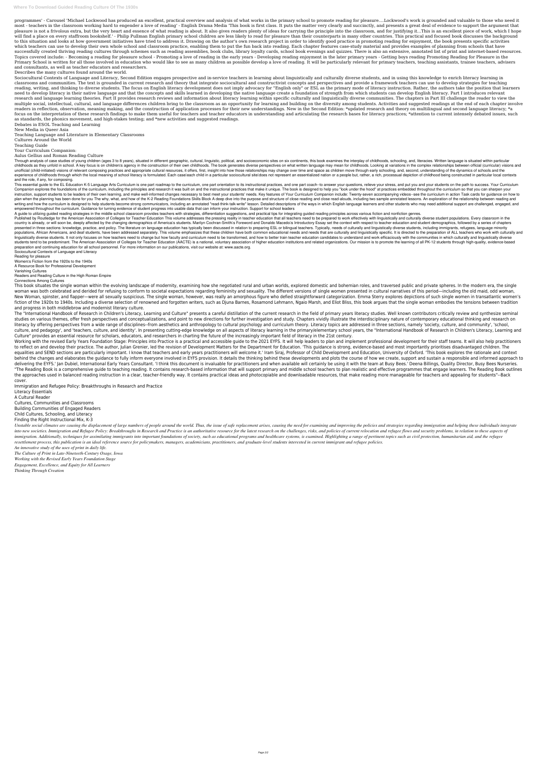programmes' - Carousel 'Michael Lockwood has produced an excellent, practical overview and analysis of what works in the primary school to promote reading for pleasure....Lockwood's work is grounded and valuable to those who need it most - teachers in the classroom working hard to engender a love of reading' - English Drama Media 'This book is first class. It puts the matter very clearly and succinctly, and presents a great deal of evidence to support the argument that pleasure is not a frivolous extra, but the very heart and essence of what reading is about. It also gives readers plenty of ideas for carrying the principle into the classroom, and for justifying it...This is an excellent piece of work, which I hope will find a place on every staffroom bookshelf.' - Philip Pullman English primary school children are less likely to read for pleasure than their counterparts in many other countries. This practical and focused book discusses the background to this situation and looks at how government initiatives have tried to address it. Drawing on the author's own research project in order to identify good practice in promoting reading for enjoyment, the book presents specific activities which teachers can use to develop their own whole school and classroom practice, enabling them to put the fun back into reading. Each chapter features case-study material and provides examples of planning from schools that have successfully created thriving reading cultures through schemes such as reading assemblies, book clubs, library loyalty cards, school book evenings and quizzes. There is also an extensive, annotated list of print and internet-based resources. Topics covered include: - Becoming a reading for pleasure school - Promoting a love of reading in the early years - Developing reading enjoyment in the later primary years - Getting boys reading Promoting Reading for Pleasure in the Primary School is written for all those involved in education who would like to see as many children as possible develop a love of reading. It will be particularly relevant for primary teachers, teaching assistants, trainee teachers, advisers and consultants, as well as teacher educators and researchers.

Describes the many cultures found around the world.

Sociocultural Contexts of Language and Literacy, Second Edition engages prospective and in-service teachers in learning about linguistically and culturally diverse students, and in using this knowledge to enrich literacy learning in classrooms and communities. The text is grounded in current research and theory that integrate sociocultural and constructivist concepts and perspectives and provide a framework teachers can use to develop strategies for teaching reading, writing, and thinking to diverse students. The focus on English literacy development does not imply advocacy for "English only" or ESL as the primary mode of literacy instruction. Rather, the authors take the position that learners need to develop literacy in their native language and that the concepts and skills learned in developing the native language create a foundation of strength from which students can develop English literacy. Part I introduces relevant research and language learning theories. Part II provides research reviews and information about literacy learning within specific culturally and linguistically diverse communities. The chapters in Part III challenge the reader to view the multiple social, intellectual, cultural, and language differences children bring to the classroom as an opportunity for learning and building on the diversity among students. Activities and suggested readings at the end of each chapter involve readers in reflection, observation, meaning making, and the construction of application processes for their new understandings. New in the Second Edition: *updated research and theory on multilingual and second language literacy; *a focus on the interpretation of these research findings to make them useful for teachers and teacher educators in understanding and articulating the research bases for literacy practices; *attention to current intensely debated issues, such as standards, the phonics movement, and high-stakes testing; and *new activities and suggested readings.

Debates in ESOL Teaching and Learning

New Media in Queer Asia

Teaching Language and Literature in Elementary Classrooms

Cultures Around the World

Teaching Guide

Your Curriculum Companion:

Aulus Gellius and Roman Reading Culture

Through analysis of case studies of young children (ages 3 to 8 years), situated in different geographic, cultural, linguistic, political, and socioeconomic sites on six continents, this book examines the interplay of childhoods, schooling, and, literacies. Written language is situated within particular childhoods as they unfold in school. A key focus is on children's agency in the construction of their own childhoods. The book generates diverse perspectives on what written language may mean for childhoods. Looking at variations in the complex relationships between official (curricular) visions and unofficial (child-initiated) visions of relevant composing practices and appropriate cultural resources, it offers, first, insight into how those relationships may change over time and space as children move through early schooling, and, second, understanding of the dynamics of schools and the experience of childhoods through which the local meaning of school literacy is formulated. Each case—each child in a particular sociocultural site—does not represent an essentialized nation or a people but, rather, a rich, processual depiction of childhood being constructed in particular local contexts and the role, if any, for composing.

This essential guide to the EL Education K-5 Language Arts Curriculum is one part roadmap to the curriculum, one part orientation to its instructional practices, and one part coach--to answer your questions, relieve your stress, and put you and your students on the path to success. Your Curriculum Companion explores the foundations of the curriculum, including the principles and research it was built on and the instructional practices that make it unique. The book is designed to help you "look under the hood" at practices embedded throughout the curriculum so that you can sharpen your instruction, support students to be leaders of their own learning, and make well-informed changes necessary to best meet your students' needs. Key features of Your Curriculum Companion include: Twenty-seven accompanying videos--see the curriculum in action Task cards for guidance on how to plan when the planning has been done for you The why, what, and how of the K-2 Reading Foundations Skills Block A deep dive into the purpose and structure of close reading and close read-alouds, including two sample annotated lessons. An exploration of the relationship between reading and writing and how the curriculum is designed to help students become strong communicators, including an annotated "read-think-talk-write" lesson. Detailed descriptions of the ways in which English language learners and other students who may need additional support are challenged, engaged, and empowered throughout the curriculum. Guidance for turning evidence of student progress into usable data that can inform your instruction. Support for school leaders

A guide to utilizing guided reading strategies in the middle school classroom provides teachers with strategies, differentiation suggestions, and practical tips for integrating guided reading principles across various fiction and nonfiction genres.

Published by Routledge for the American Association of Colleges for Teacher Education This volume addresses the pressing reality in teacher education that all teachers need to be prepared to work effectively with linguistically and culturally diverse student populations. Every classroom in the country is already, or will soon be, deeply affected by the changing demographics of America's students. Marilyn Cochran-Smith's Foreword and Donaldo Macedo's Introductory Essay set the context with respect to teacher education and student demographics, followed by a series of chapters presented in three sections: knowledge, practice, and policy. The literature on language education has typically been discussed in relation to preparing ESL or bilingual teachers. Typically, needs of culturally and linguistically diverse students, including immigrants, refugees, language minority populations, African Americans, and deaf students, have been addressed separately. This volume emphasizes that these children have both common educational needs and needs that are culturally and linguistically specific. It is directed to the preparation of ALL teachers who work with culturally and linguistically diverse students. It not only focuses on how teachers need to change but how faculty and curriculum need to be transformed, and how to better train teacher education candidates to understand and work efficaciously with the communities in which culturally and linguistically diverse students tend to be predominant. The American Association of Colleges for Teacher Education (AACTE) is a national, voluntary association of higher education institutions and related organizations. Our mission is to promote the learning of all PK-12 students through high-quality, evidence-based preparation and continuing education for all school personnel. For more information on our publications, visit our website at: www.aacte.org.

Sociocultural Contexts of Language and Literacy

Reading for pleasure

Women's Fiction from the 1920s to the 1940s

A Resource Book for Professional Development

Vanishing Cultures

Readers and Reading Culture in the High Roman Empire

Connections Among Cultures

This book situates the single woman within the evolving landscape of modernity, examining how she negotiated rural and urban worlds, explored domestic and bohemian roles, and traversed public and private spheres. In the modern era, the single woman was both celebrated and derided for refusing to conform to societal expectations regarding femininity and sexuality. The different versions of single women presented in cultural narratives of this period—including the old maid, odd woman, New Woman, spinster, and flapper—were all sexually suspicious. The single woman, however, was really an amorphous figure who defied straightforward categorization. Emma Sterry explores depictions of such single women in transatlantic women's fiction of the 1920s to 1940s. Including a diverse selection of renowned and forgotten writers, such as Djuna Barnes, Rosamond Lehmann, Ngaio Marsh, and Eliot Bliss, this book argues that the single woman embodies the tensions between tradition and progress in both middlebrow and modernist literary culture.

The "International Handbook of Research in Children's Literacy, Learning and Culture" presents a careful distillation of the current research in the field of primary years literacy studies. Well known contributors critically review and synthesize seminal studies on various themes, offer fresh perspectives and conceptualizations, and point to new directions for further investigation and study. Chapters vividly illustrate the interdisciplinary nature of contemporary educational thinking and research on literacy by offering perspectives from a wide range of disciplines--from aesthetics and anthropology to cultural psychology and curriculum theory. Literacy topics are addressed in three sections, namely 'society, culture, and community', 'school, culture, and pedagogy', and 'teachers, culture, and identity'. In presenting cutting-edge knowledge on all aspects of literacy learning in the primary/elementary school years, the "International Handbook of Research in Children's Literacy, Learning and Culture" provides an essential resource for scholars, educators, and researchers in charting the future of the increasingly important field of literacy in the 21st century.

Working with the revised Early Years Foundation Stage: Principles into Practice is a practical and accessible guide to the 2021 EYFS. It will help leaders to plan and implement professional development for their staff teams. It will also help practitioners to reflect on and develop their practice. The author, Julian Grenier, led the revision of Development Matters for the Department for Education. 'This guidance is strong, evidence-based and most importantly prioritises disadvantaged children. The equalities and SEND sections are particularly important. I know that teachers and early years practitioners will welcome it.' Iram Siraj, Professor of Child Development and Education, University of Oxford. 'This book explores the rationale and context behind the changes and elaborates the guidance to fully inform everyone involved in EYFS provision. It details the thinking behind these developments and plots the course of how we create, support and sustain a responsible and informed approach to delivering the EYFS.' Jan Dubiel, International Early Years Consultant. 'I think this document is invaluable for practitioners and when available will certainly be using it with the team at Busy Bees.' Deena Billings, Quality Director, Busy Bees Nurseries. "The Reading Book is a comprehensive guide to teaching reading. It contains research-based information that will support primary and middle school teachers to plan realistic and effective programmes that engage learners. The Reading Book outlines the approaches used in balanced reading instruction in a clear, teacher-friendly way. It contains practical ideas and photocopiable and downloadable resources, that make reading more manageable for teachers and appealing for students"--Back cover.

Immigration and Refugee Policy: Breakthroughs in Research and Practice

Literacy Essentials

A Cultural Reader

Cultures, Communities and Classrooms

Building Communities of Engaged Readers

Child Cultures, Schooling, and Literacy

Finding the Right Instructional Mix, K-3

*Unstable social climates are causing the displacement of large numbers of people around the world. Thus, the issue of safe replacement arises, causing the need for examining and improving the policies and strategies regarding immigration and helping these individuals integrate into new societies. Immigration and Refugee Policy: Breakthroughs in Research and Practice is an authoritative resource for the latest research on the challenges, risks, and policies of current relocation and refugee flows and security problems, in relation to these aspects of immigration. Additionally, techniques for assimilating immigrants into important foundations of society, such as educational programs and healthcare systems, is examined. Highlighting a range of pertinent topics such as civil protection, humanitarian aid, and the refugee resettlement process, this publication is an ideal reference source for policymakers, managers, academicians, practitioners, and graduate-level students interested in current immigrant and refugee policies.*

*An innovative study of the uses of print in daily life.*

*The Culture of Print in Late-Nineteenth-Century Osage, Iowa*

*Working with the Revised Early Years Foundation Stage*

*Engagement, Excellence, and Equity for All Learners*

*Thinking Through Creation*